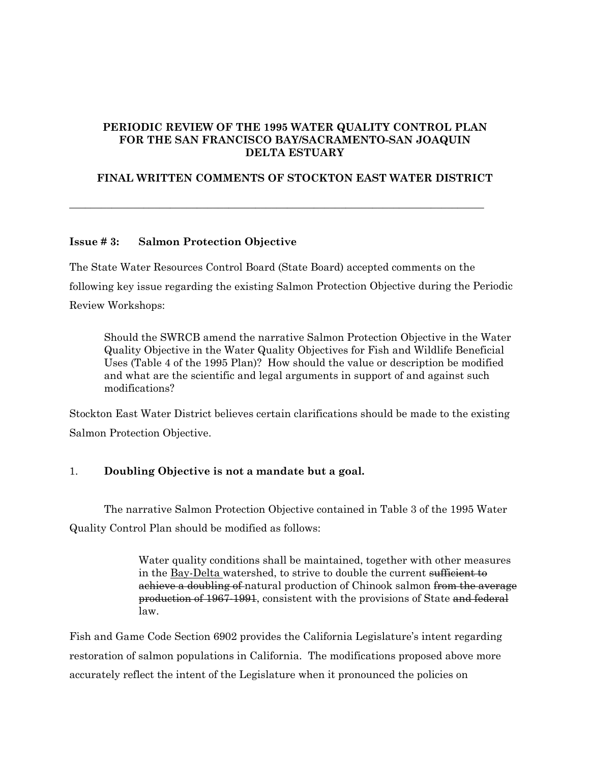**PERIODIC REVIEW OF THE 1995 WATER QUALITY CONTROL PLAN FOR THE SAN FRANCISCO BAY/SACRAMENTO-SAN JOAQUIN DELTA ESTUARY**

**FINAL WRITTEN COMMENTS OF STOCKTON EAST WATER DISTRICT**

---

### Issue # 3: Salmon Protection Objective

The State Water Resources Control Board (State Board) accepted comments on the following key issue regarding the existing Salmon Protection Objective during the Periodic Review Workshops:

> Should the SWRCB amend the narrative Salmon Protection Objective in the Water Quality Objective in the Water Quality Objectives for Fish and Wildlife Beneficial Uses (Table 4 of the 1995 Plan)? How should the value or description be modified and what are the scientific and legal arguments in support of and against such modifications?

Stockton East Water District believes certain clarifications should be made to the existing Salmon Protection Objective.

1. **Doubling Objective is not a mandate but a goal.**

The narrative Salmon Protection Objective contained in Table 3 of the 1995 Water Quality Control Plan should be modified as follows:

> Water quality conditions shall be maintained, together with other measures in the <u>Bay-Delta</u> watershed, to strive to double the current ~~sufficient to achieve a doubling of~~ natural production of Chinook salmon ~~from the average production of 1967-1991~~, consistent with the provisions of State ~~and federal~~ law.

Fish and Game Code Section 6902 provides the California Legislature's intent regarding restoration of salmon populations in California. The modifications proposed above more accurately reflect the intent of the Legislature when it pronounced the policies on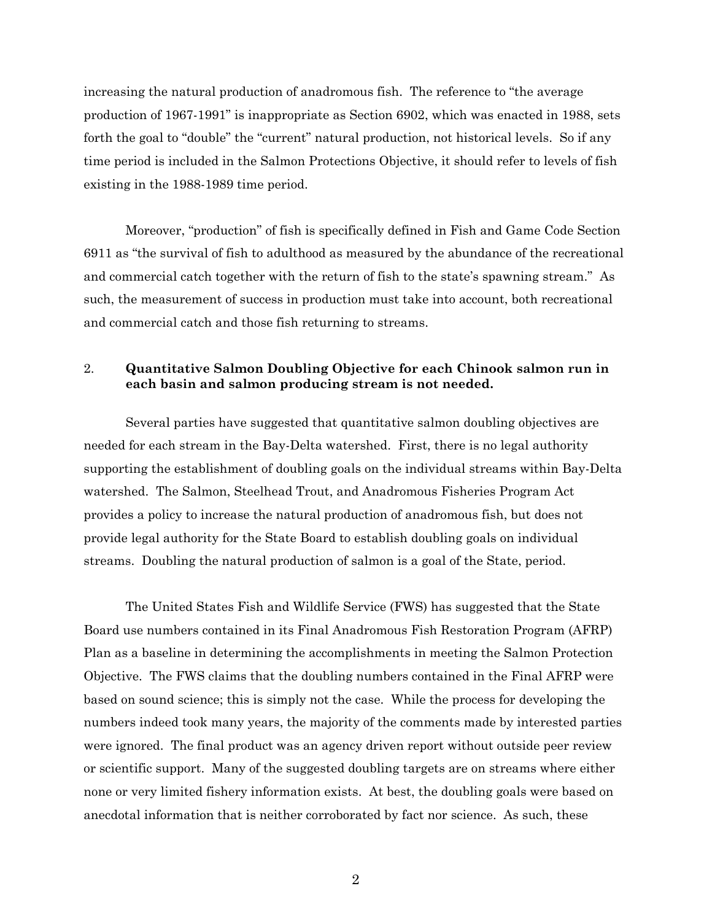increasing the natural production of anadromous fish. The reference to "the average production of 1967-1991" is inappropriate as Section 6902, which was enacted in 1988, sets forth the goal to "double" the "current" natural production, not historical levels. So if any time period is included in the Salmon Protections Objective, it should refer to levels of fish existing in the 1988-1989 time period.

Moreover, "production" of fish is specifically defined in Fish and Game Code Section 6911 as "the survival of fish to adulthood as measured by the abundance of the recreational and commercial catch together with the return of fish to the state's spawning stream." As such, the measurement of success in production must take into account, both recreational and commercial catch and those fish returning to streams.

2. **Quantitative Salmon Doubling Objective for each Chinook salmon run in each basin and salmon producing stream is not needed.**

Several parties have suggested that quantitative salmon doubling objectives are needed for each stream in the Bay-Delta watershed. First, there is no legal authority supporting the establishment of doubling goals on the individual streams within Bay-Delta watershed. The Salmon, Steelhead Trout, and Anadromous Fisheries Program Act provides a policy to increase the natural production of anadromous fish, but does not provide legal authority for the State Board to establish doubling goals on individual streams. Doubling the natural production of salmon is a goal of the State, period.

The United States Fish and Wildlife Service (FWS) has suggested that the State Board use numbers contained in its Final Anadromous Fish Restoration Program (AFRP) Plan as a baseline in determining the accomplishments in meeting the Salmon Protection Objective. The FWS claims that the doubling numbers contained in the Final AFRP were based on sound science; this is simply not the case. While the process for developing the numbers indeed took many years, the majority of the comments made by interested parties were ignored. The final product was an agency driven report without outside peer review or scientific support. Many of the suggested doubling targets are on streams where either none or very limited fishery information exists. At best, the doubling goals were based on anecdotal information that is neither corroborated by fact nor science. As such, these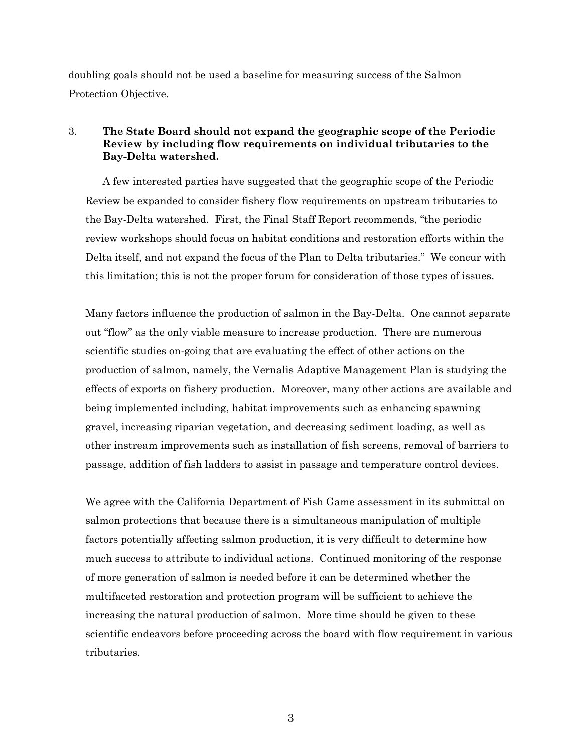doubling goals should not be used a baseline for measuring success of the Salmon Protection Objective.

3. **The State Board should not expand the geographic scope of the Periodic Review by including flow requirements on individual tributaries to the Bay-Delta watershed.**

A few interested parties have suggested that the geographic scope of the Periodic Review be expanded to consider fishery flow requirements on upstream tributaries to the Bay-Delta watershed. First, the Final Staff Report recommends, "the periodic review workshops should focus on habitat conditions and restoration efforts within the Delta itself, and not expand the focus of the Plan to Delta tributaries." We concur with this limitation; this is not the proper forum for consideration of those types of issues.

Many factors influence the production of salmon in the Bay-Delta. One cannot separate out "flow" as the only viable measure to increase production. There are numerous scientific studies on-going that are evaluating the effect of other actions on the production of salmon, namely, the Vernalis Adaptive Management Plan is studying the effects of exports on fishery production. Moreover, many other actions are available and being implemented including, habitat improvements such as enhancing spawning gravel, increasing riparian vegetation, and decreasing sediment loading, as well as other instream improvements such as installation of fish screens, removal of barriers to passage, addition of fish ladders to assist in passage and temperature control devices.

We agree with the California Department of Fish Game assessment in its submittal on salmon protections that because there is a simultaneous manipulation of multiple factors potentially affecting salmon production, it is very difficult to determine how much success to attribute to individual actions. Continued monitoring of the response of more generation of salmon is needed before it can be determined whether the multifaceted restoration and protection program will be sufficient to achieve the increasing the natural production of salmon. More time should be given to these scientific endeavors before proceeding across the board with flow requirement in various tributaries.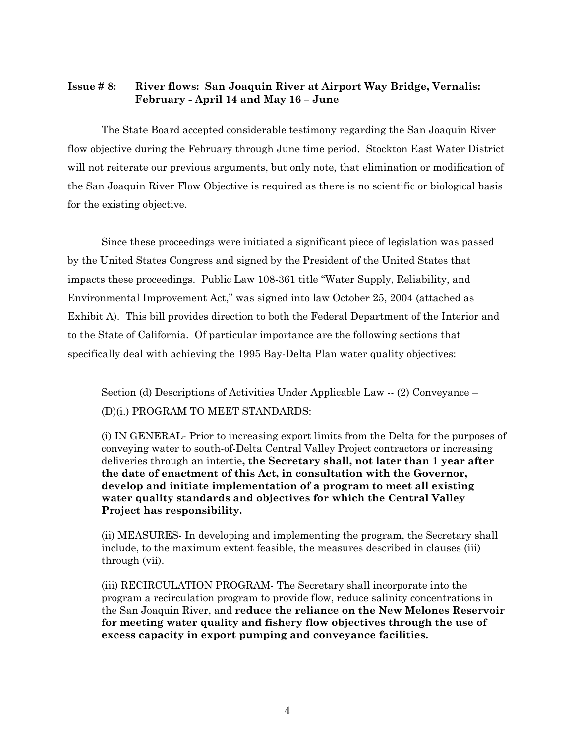**Issue # 8: River flows: San Joaquin River at Airport Way Bridge, Vernalis: February - April 14 and May 16 – June**

The State Board accepted considerable testimony regarding the San Joaquin River flow objective during the February through June time period. Stockton East Water District will not reiterate our previous arguments, but only note, that elimination or modification of the San Joaquin River Flow Objective is required as there is no scientific or biological basis for the existing objective.

Since these proceedings were initiated a significant piece of legislation was passed by the United States Congress and signed by the President of the United States that impacts these proceedings. Public Law 108-361 title "Water Supply, Reliability, and Environmental Improvement Act," was signed into law October 25, 2004 (attached as Exhibit A). This bill provides direction to both the Federal Department of the Interior and to the State of California. Of particular importance are the following sections that specifically deal with achieving the 1995 Bay-Delta Plan water quality objectives:

> Section (d) Descriptions of Activities Under Applicable Law -- (2) Conveyance – (D)(i.) PROGRAM TO MEET STANDARDS:
>
> (i) IN GENERAL- Prior to increasing export limits from the Delta for the purposes of conveying water to south-of-Delta Central Valley Project contractors or increasing deliveries through an intertie**, the Secretary shall, not later than 1 year after the date of enactment of this Act, in consultation with the Governor, develop and initiate implementation of a program to meet all existing water quality standards and objectives for which the Central Valley Project has responsibility.**
>
> (ii) MEASURES- In developing and implementing the program, the Secretary shall include, to the maximum extent feasible, the measures described in clauses (iii) through (vii).
>
> (iii) RECIRCULATION PROGRAM- The Secretary shall incorporate into the program a recirculation program to provide flow, reduce salinity concentrations in the San Joaquin River, and **reduce the reliance on the New Melones Reservoir for meeting water quality and fishery flow objectives through the use of excess capacity in export pumping and conveyance facilities.**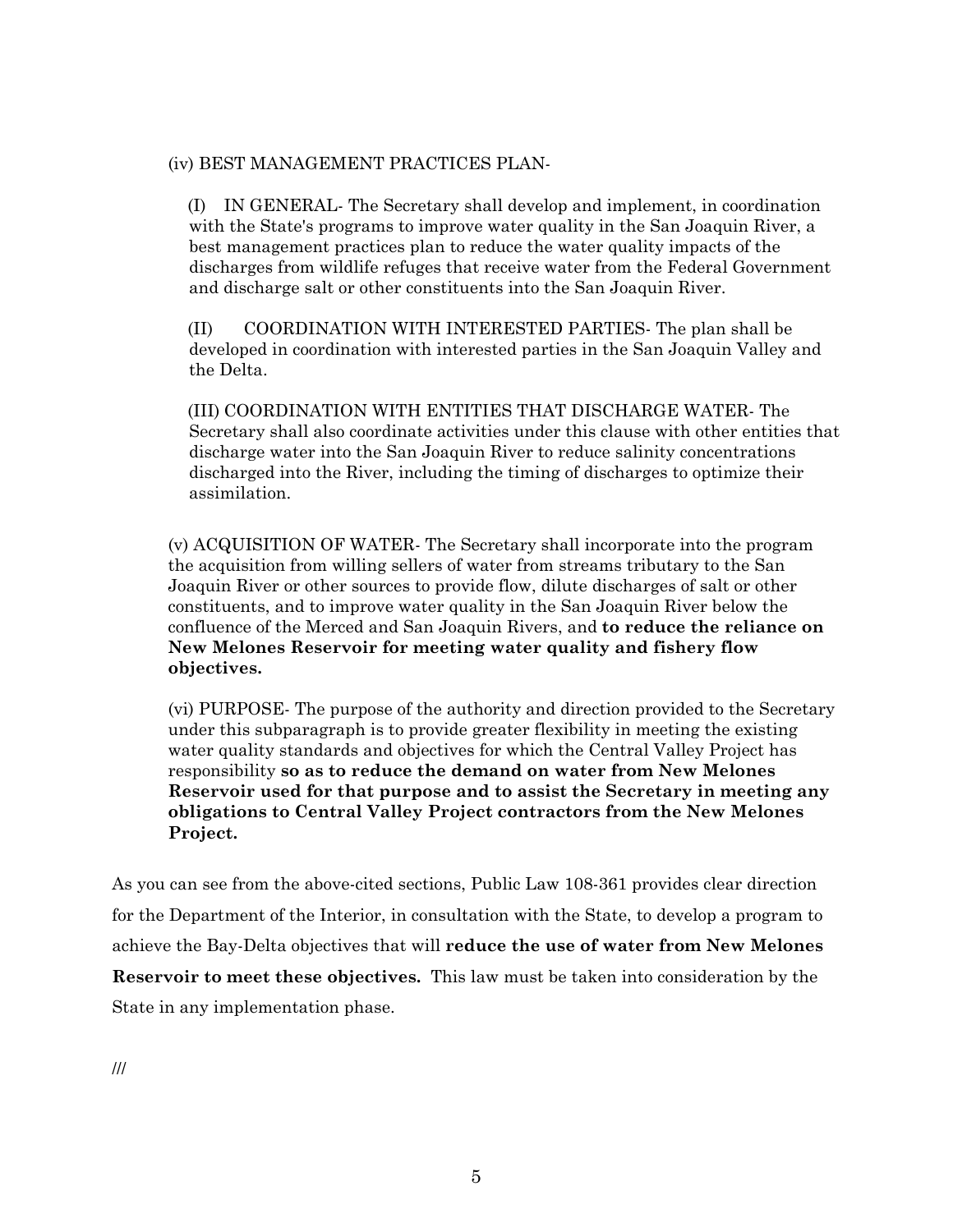(iv) BEST MANAGEMENT PRACTICES PLAN-

(I) IN GENERAL- The Secretary shall develop and implement, in coordination with the State's programs to improve water quality in the San Joaquin River, a best management practices plan to reduce the water quality impacts of the discharges from wildlife refuges that receive water from the Federal Government and discharge salt or other constituents into the San Joaquin River.

(II) COORDINATION WITH INTERESTED PARTIES- The plan shall be developed in coordination with interested parties in the San Joaquin Valley and the Delta.

(III) COORDINATION WITH ENTITIES THAT DISCHARGE WATER- The Secretary shall also coordinate activities under this clause with other entities that discharge water into the San Joaquin River to reduce salinity concentrations discharged into the River, including the timing of discharges to optimize their assimilation.

(v) ACQUISITION OF WATER- The Secretary shall incorporate into the program the acquisition from willing sellers of water from streams tributary to the San Joaquin River or other sources to provide flow, dilute discharges of salt or other constituents, and to improve water quality in the San Joaquin River below the confluence of the Merced and San Joaquin Rivers, and **to reduce the reliance on New Melones Reservoir for meeting water quality and fishery flow objectives.**

(vi) PURPOSE- The purpose of the authority and direction provided to the Secretary under this subparagraph is to provide greater flexibility in meeting the existing water quality standards and objectives for which the Central Valley Project has responsibility **so as to reduce the demand on water from New Melones Reservoir used for that purpose and to assist the Secretary in meeting any obligations to Central Valley Project contractors from the New Melones Project.**

As you can see from the above-cited sections, Public Law 108-361 provides clear direction for the Department of the Interior, in consultation with the State, to develop a program to achieve the Bay-Delta objectives that will **reduce the use of water from New Melones Reservoir to meet these objectives.** This law must be taken into consideration by the State in any implementation phase.

///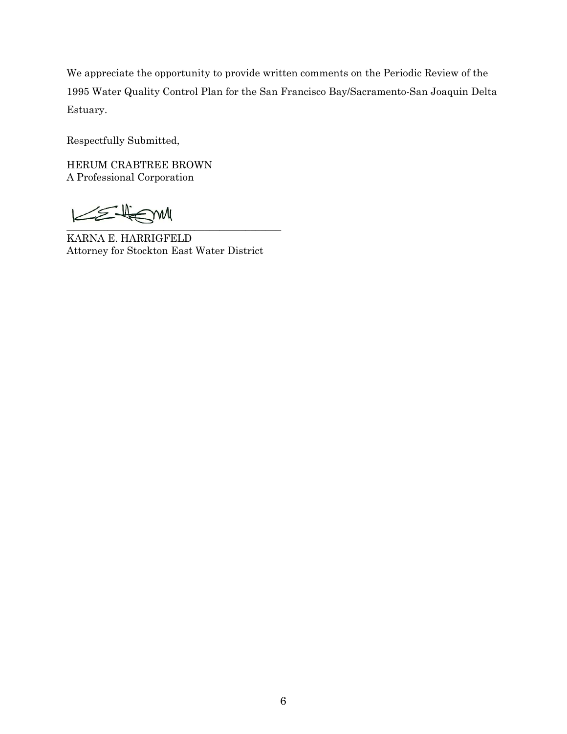We appreciate the opportunity to provide written comments on the Periodic Review of the 1995 Water Quality Control Plan for the San Francisco Bay/Sacramento-San Joaquin Delta Estuary.

Respectfully Submitted,

HERUM CRABTREE BROWN
A Professional Corporation

\_\_\_\_\_\_\_\_\_\_\_\_\_\_\_\_\_\_\_\_\_\_\_\_\_\_\_\_\_\_\_\_\_\_\_\_\_\_\_\_

KARNA E. HARRIGFELD
Attorney for Stockton East Water District